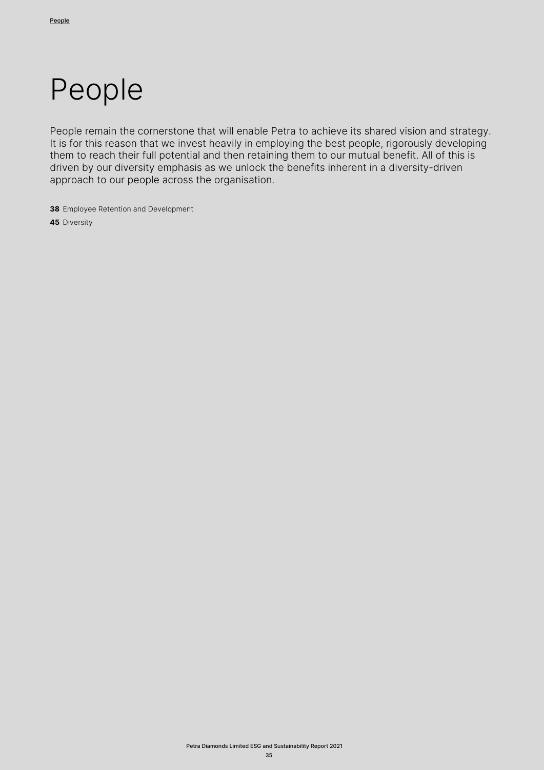# People

People remain the cornerstone that will enable Petra to achieve its shared vision and strategy. It is for this reason that we invest heavily in employing the best people, rigorously developing them to reach their full potential and then retaining them to our mutual benefit. All of this is driven by our diversity emphasis as we unlock the benefits inherent in a diversity-driven approach to our people across the organisation.

**38** Employee Retention and Development

**45** Diversity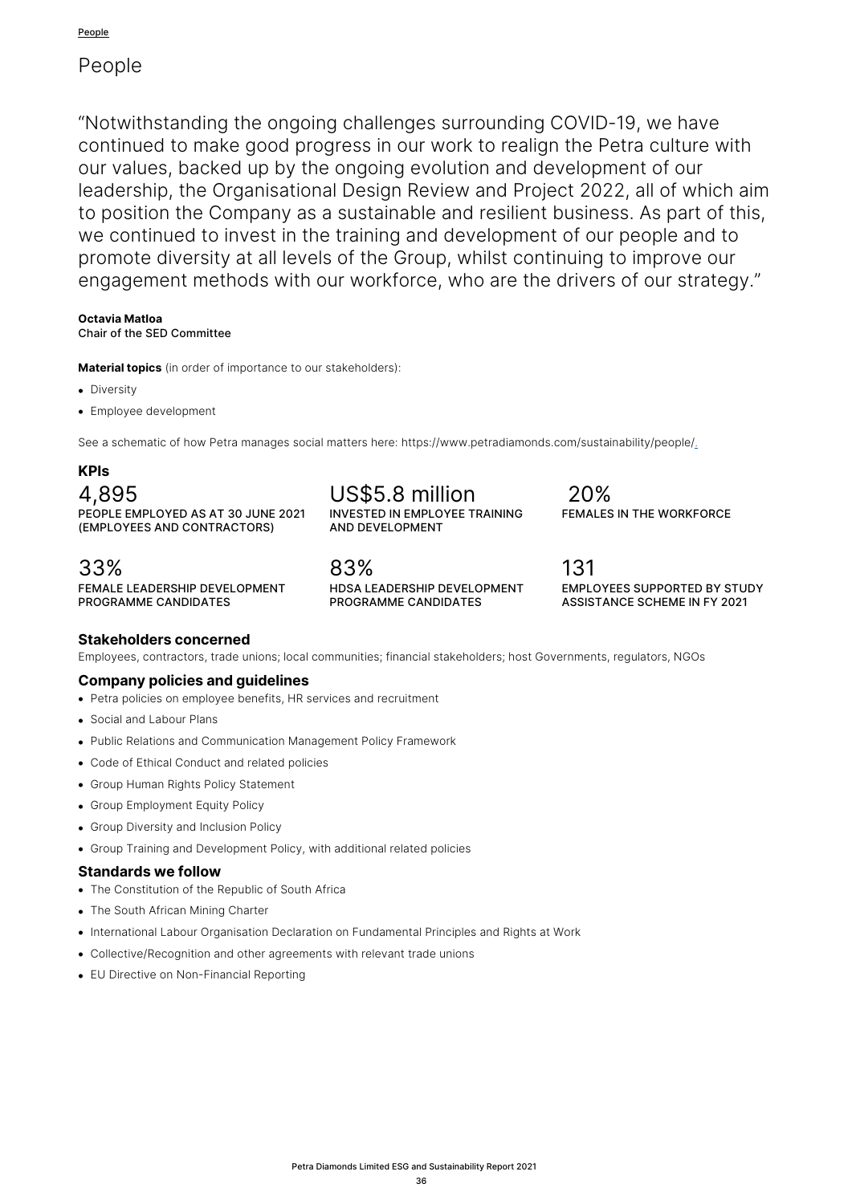# People

"Notwithstanding the ongoing challenges surrounding COVID-19, we have continued to make good progress in our work to realign the Petra culture with our values, backed up by the ongoing evolution and development of our leadership, the Organisational Design Review and Project 2022, all of which aim to position the Company as a sustainable and resilient business. As part of this, we continued to invest in the training and development of our people and to promote diversity at all levels of the Group, whilst continuing to improve our engagement methods with our workforce, who are the drivers of our strategy."

**Octavia Matloa**
Chair of the SED Committee

**Material topics** (in order of importance to our stakeholders):

- Diversity
- Employee development

See a schematic of how Petra manages social matters here: https://www.petradiamonds.com/sustainability/people/.

## KPIs

4,895
PEOPLE EMPLOYED AS AT 30 JUNE 2021 (EMPLOYEES AND CONTRACTORS)

US$5.8 million
INVESTED IN EMPLOYEE TRAINING AND DEVELOPMENT

20%
FEMALES IN THE WORKFORCE

33%
FEMALE LEADERSHIP DEVELOPMENT PROGRAMME CANDIDATES

83%
HDSA LEADERSHIP DEVELOPMENT PROGRAMME CANDIDATES

131
EMPLOYEES SUPPORTED BY STUDY ASSISTANCE SCHEME IN FY 2021

### Stakeholders concerned

Employees, contractors, trade unions; local communities; financial stakeholders; host Governments, regulators, NGOs

### Company policies and guidelines

- Petra policies on employee benefits, HR services and recruitment
- Social and Labour Plans
- Public Relations and Communication Management Policy Framework
- Code of Ethical Conduct and related policies
- Group Human Rights Policy Statement
- Group Employment Equity Policy
- Group Diversity and Inclusion Policy
- Group Training and Development Policy, with additional related policies

### Standards we follow

- The Constitution of the Republic of South Africa
- The South African Mining Charter
- International Labour Organisation Declaration on Fundamental Principles and Rights at Work
- Collective/Recognition and other agreements with relevant trade unions
- EU Directive on Non-Financial Reporting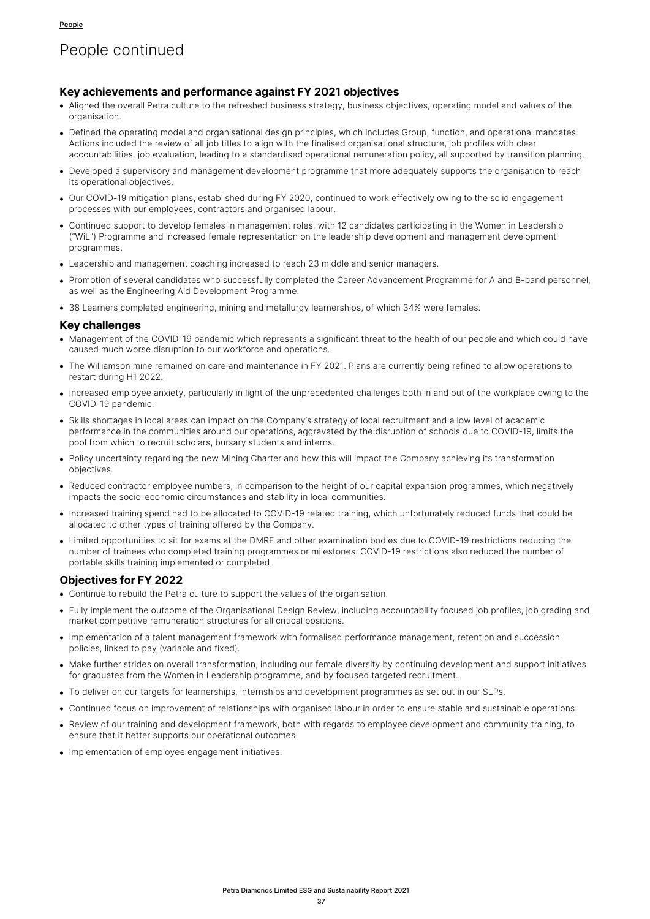# People continued

## Key achievements and performance against FY 2021 objectives

- Aligned the overall Petra culture to the refreshed business strategy, business objectives, operating model and values of the organisation.
- Defined the operating model and organisational design principles, which includes Group, function, and operational mandates. Actions included the review of all job titles to align with the finalised organisational structure, job profiles with clear accountabilities, job evaluation, leading to a standardised operational remuneration policy, all supported by transition planning.
- Developed a supervisory and management development programme that more adequately supports the organisation to reach its operational objectives.
- Our COVID-19 mitigation plans, established during FY 2020, continued to work effectively owing to the solid engagement processes with our employees, contractors and organised labour.
- Continued support to develop females in management roles, with 12 candidates participating in the Women in Leadership ("WiL") Programme and increased female representation on the leadership development and management development programmes.
- Leadership and management coaching increased to reach 23 middle and senior managers.
- Promotion of several candidates who successfully completed the Career Advancement Programme for A and B-band personnel, as well as the Engineering Aid Development Programme.
- 38 Learners completed engineering, mining and metallurgy learnerships, of which 34% were females.

## Key challenges

- Management of the COVID-19 pandemic which represents a significant threat to the health of our people and which could have caused much worse disruption to our workforce and operations.
- The Williamson mine remained on care and maintenance in FY 2021. Plans are currently being refined to allow operations to restart during H1 2022.
- Increased employee anxiety, particularly in light of the unprecedented challenges both in and out of the workplace owing to the COVID-19 pandemic.
- Skills shortages in local areas can impact on the Company's strategy of local recruitment and a low level of academic performance in the communities around our operations, aggravated by the disruption of schools due to COVID-19, limits the pool from which to recruit scholars, bursary students and interns.
- Policy uncertainty regarding the new Mining Charter and how this will impact the Company achieving its transformation objectives.
- Reduced contractor employee numbers, in comparison to the height of our capital expansion programmes, which negatively impacts the socio-economic circumstances and stability in local communities.
- Increased training spend had to be allocated to COVID-19 related training, which unfortunately reduced funds that could be allocated to other types of training offered by the Company.
- Limited opportunities to sit for exams at the DMRE and other examination bodies due to COVID-19 restrictions reducing the number of trainees who completed training programmes or milestones. COVID-19 restrictions also reduced the number of portable skills training implemented or completed.

## Objectives for FY 2022

- Continue to rebuild the Petra culture to support the values of the organisation.
- Fully implement the outcome of the Organisational Design Review, including accountability focused job profiles, job grading and market competitive remuneration structures for all critical positions.
- Implementation of a talent management framework with formalised performance management, retention and succession policies, linked to pay (variable and fixed).
- Make further strides on overall transformation, including our female diversity by continuing development and support initiatives for graduates from the Women in Leadership programme, and by focused targeted recruitment.
- To deliver on our targets for learnerships, internships and development programmes as set out in our SLPs.
- Continued focus on improvement of relationships with organised labour in order to ensure stable and sustainable operations.
- Review of our training and development framework, both with regards to employee development and community training, to ensure that it better supports our operational outcomes.
- Implementation of employee engagement initiatives.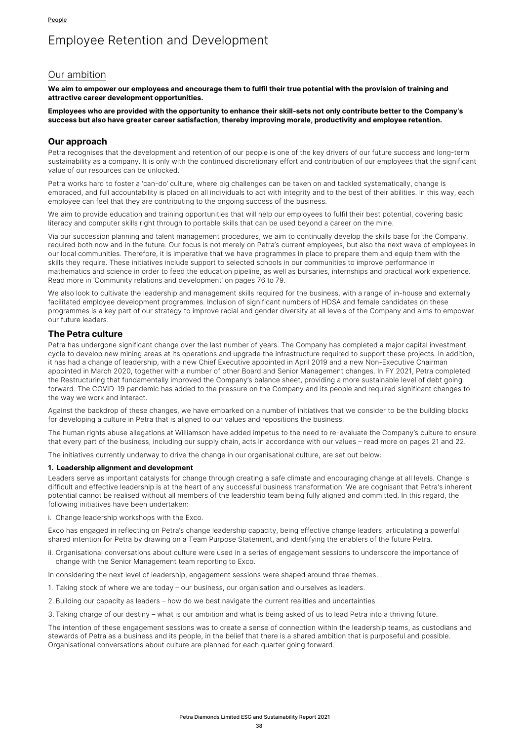People

# Employee Retention and Development

## Our ambition

**We aim to empower our employees and encourage them to fulfil their true potential with the provision of training and attractive career development opportunities.**

**Employees who are provided with the opportunity to enhance their skill-sets not only contribute better to the Company's success but also have greater career satisfaction, thereby improving morale, productivity and employee retention.**

### Our approach

Petra recognises that the development and retention of our people is one of the key drivers of our future success and long-term sustainability as a company. It is only with the continued discretionary effort and contribution of our employees that the significant value of our resources can be unlocked.

Petra works hard to foster a 'can-do' culture, where big challenges can be taken on and tackled systematically, change is embraced, and full accountability is placed on all individuals to act with integrity and to the best of their abilities. In this way, each employee can feel that they are contributing to the ongoing success of the business.

We aim to provide education and training opportunities that will help our employees to fulfil their best potential, covering basic literacy and computer skills right through to portable skills that can be used beyond a career on the mine.

Via our succession planning and talent management procedures, we aim to continually develop the skills base for the Company, required both now and in the future. Our focus is not merely on Petra's current employees, but also the next wave of employees in our local communities. Therefore, it is imperative that we have programmes in place to prepare them and equip them with the skills they require. These initiatives include support to selected schools in our communities to improve performance in mathematics and science in order to feed the education pipeline, as well as bursaries, internships and practical work experience. Read more in 'Community relations and development' on pages 76 to 79.

We also look to cultivate the leadership and management skills required for the business, with a range of in-house and externally facilitated employee development programmes. Inclusion of significant numbers of HDSA and female candidates on these programmes is a key part of our strategy to improve racial and gender diversity at all levels of the Company and aims to empower our future leaders.

### The Petra culture

Petra has undergone significant change over the last number of years. The Company has completed a major capital investment cycle to develop new mining areas at its operations and upgrade the infrastructure required to support these projects. In addition, it has had a change of leadership, with a new Chief Executive appointed in April 2019 and a new Non-Executive Chairman appointed in March 2020, together with a number of other Board and Senior Management changes. In FY 2021, Petra completed the Restructuring that fundamentally improved the Company's balance sheet, providing a more sustainable level of debt going forward. The COVID-19 pandemic has added to the pressure on the Company and its people and required significant changes to the way we work and interact.

Against the backdrop of these changes, we have embarked on a number of initiatives that we consider to be the building blocks for developing a culture in Petra that is aligned to our values and repositions the business.

The human rights abuse allegations at Williamson have added impetus to the need to re-evaluate the Company's culture to ensure that every part of the business, including our supply chain, acts in accordance with our values – read more on pages 21 and 22.

The initiatives currently underway to drive the change in our organisational culture, are set out below:

**1. Leadership alignment and development**

Leaders serve as important catalysts for change through creating a safe climate and encouraging change at all levels. Change is difficult and effective leadership is at the heart of any successful business transformation. We are cognisant that Petra's inherent potential cannot be realised without all members of the leadership team being fully aligned and committed. In this regard, the following initiatives have been undertaken:

i. Change leadership workshops with the Exco.

Exco has engaged in reflecting on Petra's change leadership capacity, being effective change leaders, articulating a powerful shared intention for Petra by drawing on a Team Purpose Statement, and identifying the enablers of the future Petra.

ii. Organisational conversations about culture were used in a series of engagement sessions to underscore the importance of change with the Senior Management team reporting to Exco.

In considering the next level of leadership, engagement sessions were shaped around three themes:

1. Taking stock of where we are today – our business, our organisation and ourselves as leaders.
2. Building our capacity as leaders – how do we best navigate the current realities and uncertainties.
3. Taking charge of our destiny – what is our ambition and what is being asked of us to lead Petra into a thriving future.

The intention of these engagement sessions was to create a sense of connection within the leadership teams, as custodians and stewards of Petra as a business and its people, in the belief that there is a shared ambition that is purposeful and possible. Organisational conversations about culture are planned for each quarter going forward.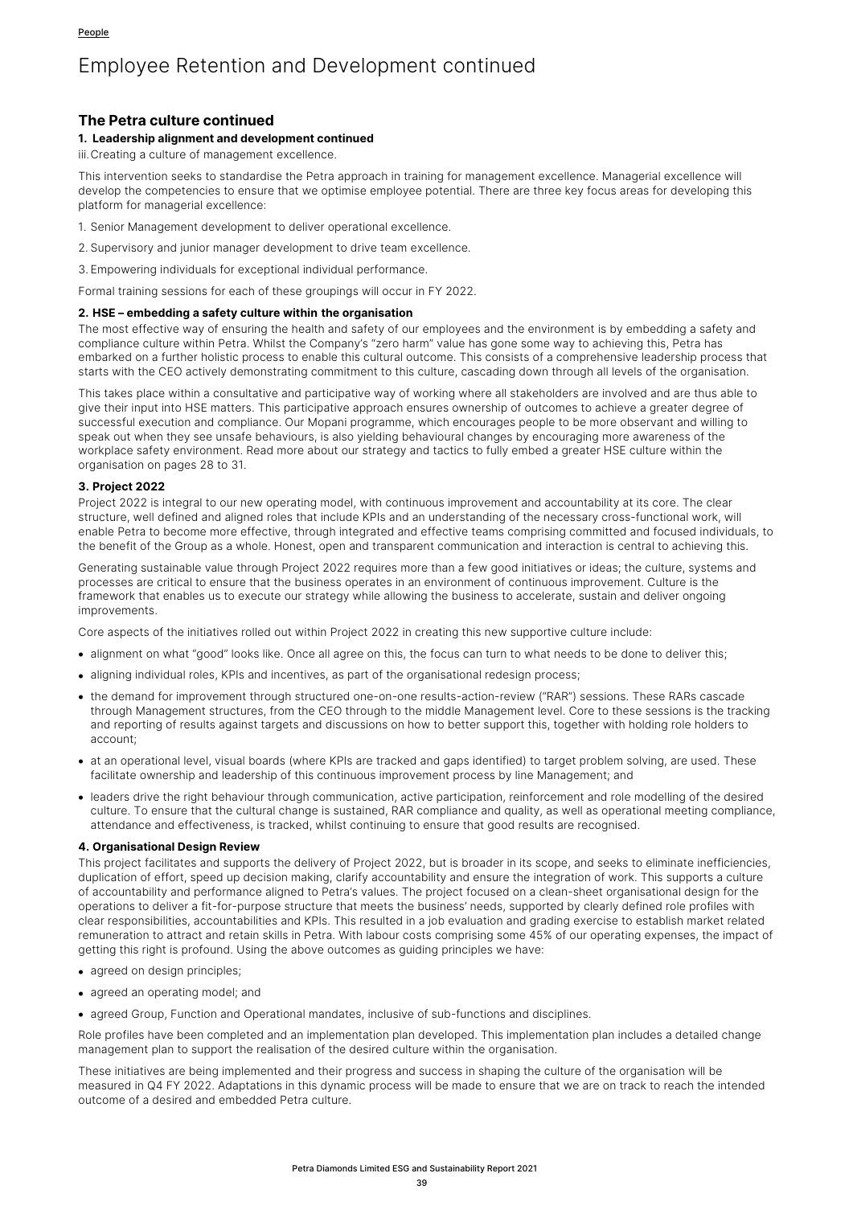People

# Employee Retention and Development continued

## The Petra culture continued

### 1. Leadership alignment and development continued

iii. Creating a culture of management excellence.

This intervention seeks to standardise the Petra approach in training for management excellence. Managerial excellence will develop the competencies to ensure that we optimise employee potential. There are three key focus areas for developing this platform for managerial excellence:

1. Senior Management development to deliver operational excellence.
2. Supervisory and junior manager development to drive team excellence.
3. Empowering individuals for exceptional individual performance.

Formal training sessions for each of these groupings will occur in FY 2022.

### 2. HSE – embedding a safety culture within the organisation

The most effective way of ensuring the health and safety of our employees and the environment is by embedding a safety and compliance culture within Petra. Whilst the Company's "zero harm" value has gone some way to achieving this, Petra has embarked on a further holistic process to enable this cultural outcome. This consists of a comprehensive leadership process that starts with the CEO actively demonstrating commitment to this culture, cascading down through all levels of the organisation.

This takes place within a consultative and participative way of working where all stakeholders are involved and are thus able to give their input into HSE matters. This participative approach ensures ownership of outcomes to achieve a greater degree of successful execution and compliance. Our Mopani programme, which encourages people to be more observant and willing to speak out when they see unsafe behaviours, is also yielding behavioural changes by encouraging more awareness of the workplace safety environment. Read more about our strategy and tactics to fully embed a greater HSE culture within the organisation on pages 28 to 31.

### 3. Project 2022

Project 2022 is integral to our new operating model, with continuous improvement and accountability at its core. The clear structure, well defined and aligned roles that include KPIs and an understanding of the necessary cross-functional work, will enable Petra to become more effective, through integrated and effective teams comprising committed and focused individuals, to the benefit of the Group as a whole. Honest, open and transparent communication and interaction is central to achieving this.

Generating sustainable value through Project 2022 requires more than a few good initiatives or ideas; the culture, systems and processes are critical to ensure that the business operates in an environment of continuous improvement. Culture is the framework that enables us to execute our strategy while allowing the business to accelerate, sustain and deliver ongoing improvements.

Core aspects of the initiatives rolled out within Project 2022 in creating this new supportive culture include:

- alignment on what "good" looks like. Once all agree on this, the focus can turn to what needs to be done to deliver this;
- aligning individual roles, KPIs and incentives, as part of the organisational redesign process;
- the demand for improvement through structured one-on-one results-action-review ("RAR") sessions. These RARs cascade through Management structures, from the CEO through to the middle Management level. Core to these sessions is the tracking and reporting of results against targets and discussions on how to better support this, together with holding role holders to account;
- at an operational level, visual boards (where KPIs are tracked and gaps identified) to target problem solving, are used. These facilitate ownership and leadership of this continuous improvement process by line Management; and
- leaders drive the right behaviour through communication, active participation, reinforcement and role modelling of the desired culture. To ensure that the cultural change is sustained, RAR compliance and quality, as well as operational meeting compliance, attendance and effectiveness, is tracked, whilst continuing to ensure that good results are recognised.

### 4. Organisational Design Review

This project facilitates and supports the delivery of Project 2022, but is broader in its scope, and seeks to eliminate inefficiencies, duplication of effort, speed up decision making, clarify accountability and ensure the integration of work. This supports a culture of accountability and performance aligned to Petra's values. The project focused on a clean-sheet organisational design for the operations to deliver a fit-for-purpose structure that meets the business' needs, supported by clearly defined role profiles with clear responsibilities, accountabilities and KPIs. This resulted in a job evaluation and grading exercise to establish market related remuneration to attract and retain skills in Petra. With labour costs comprising some 45% of our operating expenses, the impact of getting this right is profound. Using the above outcomes as guiding principles we have:

- agreed on design principles;
- agreed an operating model; and
- agreed Group, Function and Operational mandates, inclusive of sub-functions and disciplines.

Role profiles have been completed and an implementation plan developed. This implementation plan includes a detailed change management plan to support the realisation of the desired culture within the organisation.

These initiatives are being implemented and their progress and success in shaping the culture of the organisation will be measured in Q4 FY 2022. Adaptations in this dynamic process will be made to ensure that we are on track to reach the intended outcome of a desired and embedded Petra culture.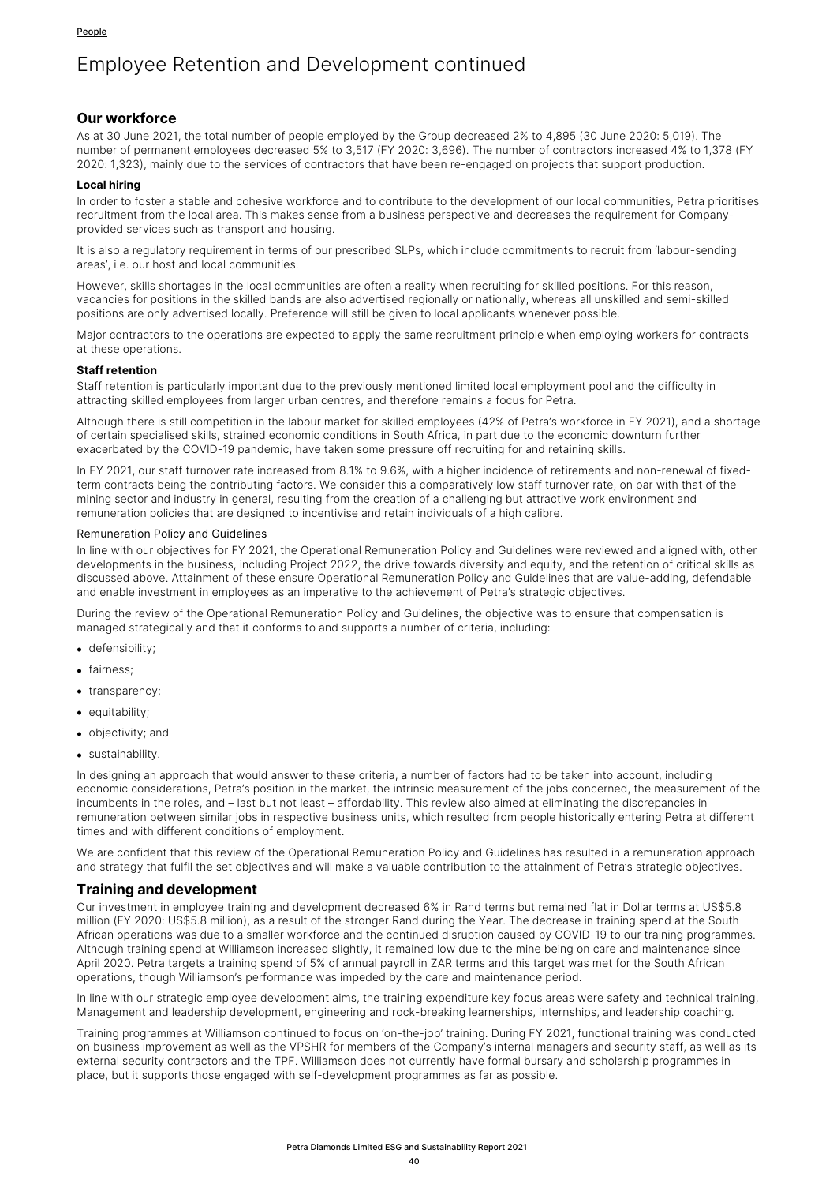# Employee Retention and Development continued

## Our workforce

As at 30 June 2021, the total number of people employed by the Group decreased 2% to 4,895 (30 June 2020: 5,019). The number of permanent employees decreased 5% to 3,517 (FY 2020: 3,696). The number of contractors increased 4% to 1,378 (FY 2020: 1,323), mainly due to the services of contractors that have been re-engaged on projects that support production.

### Local hiring

In order to foster a stable and cohesive workforce and to contribute to the development of our local communities, Petra prioritises recruitment from the local area. This makes sense from a business perspective and decreases the requirement for Company-provided services such as transport and housing.

It is also a regulatory requirement in terms of our prescribed SLPs, which include commitments to recruit from 'labour-sending areas', i.e. our host and local communities.

However, skills shortages in the local communities are often a reality when recruiting for skilled positions. For this reason, vacancies for positions in the skilled bands are also advertised regionally or nationally, whereas all unskilled and semi-skilled positions are only advertised locally. Preference will still be given to local applicants whenever possible.

Major contractors to the operations are expected to apply the same recruitment principle when employing workers for contracts at these operations.

### Staff retention

Staff retention is particularly important due to the previously mentioned limited local employment pool and the difficulty in attracting skilled employees from larger urban centres, and therefore remains a focus for Petra.

Although there is still competition in the labour market for skilled employees (42% of Petra's workforce in FY 2021), and a shortage of certain specialised skills, strained economic conditions in South Africa, in part due to the economic downturn further exacerbated by the COVID-19 pandemic, have taken some pressure off recruiting for and retaining skills.

In FY 2021, our staff turnover rate increased from 8.1% to 9.6%, with a higher incidence of retirements and non-renewal of fixed-term contracts being the contributing factors. We consider this a comparatively low staff turnover rate, on par with that of the mining sector and industry in general, resulting from the creation of a challenging but attractive work environment and remuneration policies that are designed to incentivise and retain individuals of a high calibre.

#### Remuneration Policy and Guidelines

In line with our objectives for FY 2021, the Operational Remuneration Policy and Guidelines were reviewed and aligned with, other developments in the business, including Project 2022, the drive towards diversity and equity, and the retention of critical skills as discussed above. Attainment of these ensure Operational Remuneration Policy and Guidelines that are value-adding, defendable and enable investment in employees as an imperative to the achievement of Petra's strategic objectives.

During the review of the Operational Remuneration Policy and Guidelines, the objective was to ensure that compensation is managed strategically and that it conforms to and supports a number of criteria, including:

- defensibility;
- fairness;
- transparency;
- equitability;
- objectivity; and
- sustainability.

In designing an approach that would answer to these criteria, a number of factors had to be taken into account, including economic considerations, Petra's position in the market, the intrinsic measurement of the jobs concerned, the measurement of the incumbents in the roles, and – last but not least – affordability. This review also aimed at eliminating the discrepancies in remuneration between similar jobs in respective business units, which resulted from people historically entering Petra at different times and with different conditions of employment.

We are confident that this review of the Operational Remuneration Policy and Guidelines has resulted in a remuneration approach and strategy that fulfil the set objectives and will make a valuable contribution to the attainment of Petra's strategic objectives.

## Training and development

Our investment in employee training and development decreased 6% in Rand terms but remained flat in Dollar terms at US$5.8 million (FY 2020: US$5.8 million), as a result of the stronger Rand during the Year. The decrease in training spend at the South African operations was due to a smaller workforce and the continued disruption caused by COVID-19 to our training programmes. Although training spend at Williamson increased slightly, it remained low due to the mine being on care and maintenance since April 2020. Petra targets a training spend of 5% of annual payroll in ZAR terms and this target was met for the South African operations, though Williamson's performance was impeded by the care and maintenance period.

In line with our strategic employee development aims, the training expenditure key focus areas were safety and technical training, Management and leadership development, engineering and rock-breaking learnerships, internships, and leadership coaching.

Training programmes at Williamson continued to focus on 'on-the-job' training. During FY 2021, functional training was conducted on business improvement as well as the VPSHR for members of the Company's internal managers and security staff, as well as its external security contractors and the TPF. Williamson does not currently have formal bursary and scholarship programmes in place, but it supports those engaged with self-development programmes as far as possible.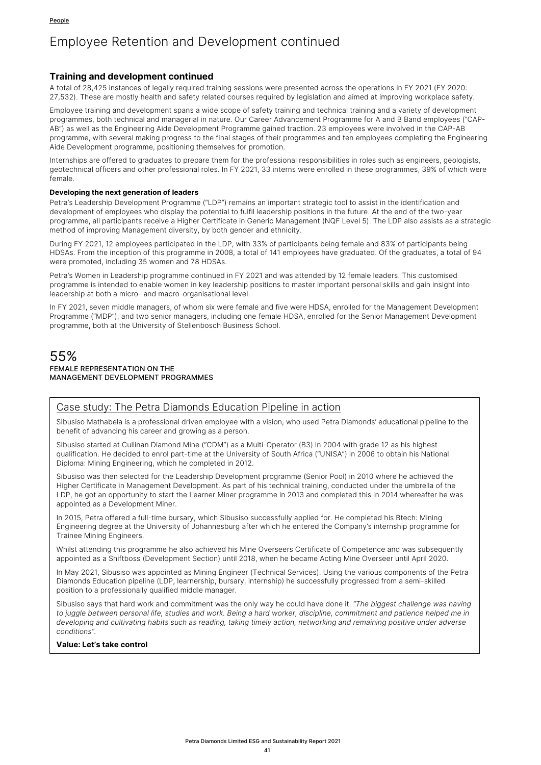# Employee Retention and Development continued

## Training and development continued

A total of 28,425 instances of legally required training sessions were presented across the operations in FY 2021 (FY 2020: 27,532). These are mostly health and safety related courses required by legislation and aimed at improving workplace safety.

Employee training and development spans a wide scope of safety training and technical training and a variety of development programmes, both technical and managerial in nature. Our Career Advancement Programme for A and B Band employees ("CAP-AB") as well as the Engineering Aide Development Programme gained traction. 23 employees were involved in the CAP-AB programme, with several making progress to the final stages of their programmes and ten employees completing the Engineering Aide Development programme, positioning themselves for promotion.

Internships are offered to graduates to prepare them for the professional responsibilities in roles such as engineers, geologists, geotechnical officers and other professional roles. In FY 2021, 33 interns were enrolled in these programmes, 39% of which were female.

### Developing the next generation of leaders

Petra's Leadership Development Programme ("LDP") remains an important strategic tool to assist in the identification and development of employees who display the potential to fulfil leadership positions in the future. At the end of the two-year programme, all participants receive a Higher Certificate in Generic Management (NQF Level 5). The LDP also assists as a strategic method of improving Management diversity, by both gender and ethnicity.

During FY 2021, 12 employees participated in the LDP, with 33% of participants being female and 83% of participants being HDSAs. From the inception of this programme in 2008, a total of 141 employees have graduated. Of the graduates, a total of 94 were promoted, including 35 women and 78 HDSAs.

Petra's Women in Leadership programme continued in FY 2021 and was attended by 12 female leaders. This customised programme is intended to enable women in key leadership positions to master important personal skills and gain insight into leadership at both a micro- and macro-organisational level.

In FY 2021, seven middle managers, of whom six were female and five were HDSA, enrolled for the Management Development Programme ("MDP"), and two senior managers, including one female HDSA, enrolled for the Senior Management Development programme, both at the University of Stellenbosch Business School.

**55%**
FEMALE REPRESENTATION ON THE MANAGEMENT DEVELOPMENT PROGRAMMES

## Case study: The Petra Diamonds Education Pipeline in action

Sibusiso Mathabela is a professional driven employee with a vision, who used Petra Diamonds' educational pipeline to the benefit of advancing his career and growing as a person.

Sibusiso started at Cullinan Diamond Mine ("CDM") as a Multi-Operator (B3) in 2004 with grade 12 as his highest qualification. He decided to enrol part-time at the University of South Africa ("UNISA") in 2006 to obtain his National Diploma: Mining Engineering, which he completed in 2012.

Sibusiso was then selected for the Leadership Development programme (Senior Pool) in 2010 where he achieved the Higher Certificate in Management Development. As part of his technical training, conducted under the umbrella of the LDP, he got an opportunity to start the Learner Miner programme in 2013 and completed this in 2014 whereafter he was appointed as a Development Miner.

In 2015, Petra offered a full-time bursary, which Sibusiso successfully applied for. He completed his Btech: Mining Engineering degree at the University of Johannesburg after which he entered the Company's internship programme for Trainee Mining Engineers.

Whilst attending this programme he also achieved his Mine Overseers Certificate of Competence and was subsequently appointed as a Shiftboss (Development Section) until 2018, when he became Acting Mine Overseer until April 2020.

In May 2021, Sibusiso was appointed as Mining Engineer (Technical Services). Using the various components of the Petra Diamonds Education pipeline (LDP, learnership, bursary, internship) he successfully progressed from a semi-skilled position to a professionally qualified middle manager.

Sibusiso says that hard work and commitment was the only way he could have done it. *"The biggest challenge was having to juggle between personal life, studies and work. Being a hard worker, discipline, commitment and patience helped me in developing and cultivating habits such as reading, taking timely action, networking and remaining positive under adverse conditions".*

**Value: Let's take control**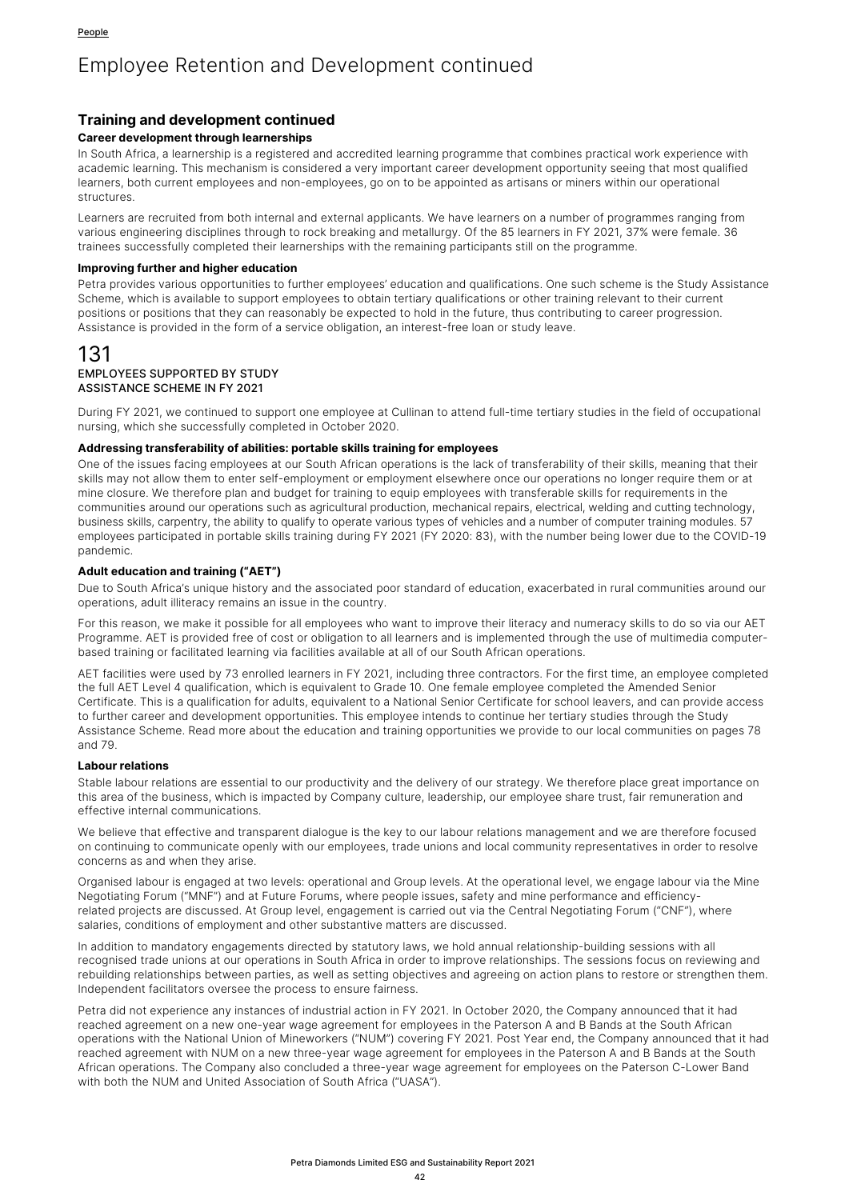# Employee Retention and Development continued

## Training and development continued

### Career development through learnerships

In South Africa, a learnership is a registered and accredited learning programme that combines practical work experience with academic learning. This mechanism is considered a very important career development opportunity seeing that most qualified learners, both current employees and non-employees, go on to be appointed as artisans or miners within our operational structures.

Learners are recruited from both internal and external applicants. We have learners on a number of programmes ranging from various engineering disciplines through to rock breaking and metallurgy. Of the 85 learners in FY 2021, 37% were female. 36 trainees successfully completed their learnerships with the remaining participants still on the programme.

### Improving further and higher education

Petra provides various opportunities to further employees' education and qualifications. One such scheme is the Study Assistance Scheme, which is available to support employees to obtain tertiary qualifications or other training relevant to their current positions or positions that they can reasonably be expected to hold in the future, thus contributing to career progression. Assistance is provided in the form of a service obligation, an interest-free loan or study leave.

**131**
EMPLOYEES SUPPORTED BY STUDY ASSISTANCE SCHEME IN FY 2021

During FY 2021, we continued to support one employee at Cullinan to attend full-time tertiary studies in the field of occupational nursing, which she successfully completed in October 2020.

### Addressing transferability of abilities: portable skills training for employees

One of the issues facing employees at our South African operations is the lack of transferability of their skills, meaning that their skills may not allow them to enter self-employment or employment elsewhere once our operations no longer require them or at mine closure. We therefore plan and budget for training to equip employees with transferable skills for requirements in the communities around our operations such as agricultural production, mechanical repairs, electrical, welding and cutting technology, business skills, carpentry, the ability to qualify to operate various types of vehicles and a number of computer training modules. 57 employees participated in portable skills training during FY 2021 (FY 2020: 83), with the number being lower due to the COVID-19 pandemic.

### Adult education and training ("AET")

Due to South Africa's unique history and the associated poor standard of education, exacerbated in rural communities around our operations, adult illiteracy remains an issue in the country.

For this reason, we make it possible for all employees who want to improve their literacy and numeracy skills to do so via our AET Programme. AET is provided free of cost or obligation to all learners and is implemented through the use of multimedia computer-based training or facilitated learning via facilities available at all of our South African operations.

AET facilities were used by 73 enrolled learners in FY 2021, including three contractors. For the first time, an employee completed the full AET Level 4 qualification, which is equivalent to Grade 10. One female employee completed the Amended Senior Certificate. This is a qualification for adults, equivalent to a National Senior Certificate for school leavers, and can provide access to further career and development opportunities. This employee intends to continue her tertiary studies through the Study Assistance Scheme. Read more about the education and training opportunities we provide to our local communities on pages 78 and 79.

### Labour relations

Stable labour relations are essential to our productivity and the delivery of our strategy. We therefore place great importance on this area of the business, which is impacted by Company culture, leadership, our employee share trust, fair remuneration and effective internal communications.

We believe that effective and transparent dialogue is the key to our labour relations management and we are therefore focused on continuing to communicate openly with our employees, trade unions and local community representatives in order to resolve concerns as and when they arise.

Organised labour is engaged at two levels: operational and Group levels. At the operational level, we engage labour via the Mine Negotiating Forum ("MNF") and at Future Forums, where people issues, safety and mine performance and efficiency-related projects are discussed. At Group level, engagement is carried out via the Central Negotiating Forum ("CNF"), where salaries, conditions of employment and other substantive matters are discussed.

In addition to mandatory engagements directed by statutory laws, we hold annual relationship-building sessions with all recognised trade unions at our operations in South Africa in order to improve relationships. The sessions focus on reviewing and rebuilding relationships between parties, as well as setting objectives and agreeing on action plans to restore or strengthen them. Independent facilitators oversee the process to ensure fairness.

Petra did not experience any instances of industrial action in FY 2021. In October 2020, the Company announced that it had reached agreement on a new one-year wage agreement for employees in the Paterson A and B Bands at the South African operations with the National Union of Mineworkers ("NUM") covering FY 2021. Post Year end, the Company announced that it had reached agreement with NUM on a new three-year wage agreement for employees in the Paterson A and B Bands at the South African operations. The Company also concluded a three-year wage agreement for employees on the Paterson C-Lower Band with both the NUM and United Association of South Africa ("UASA").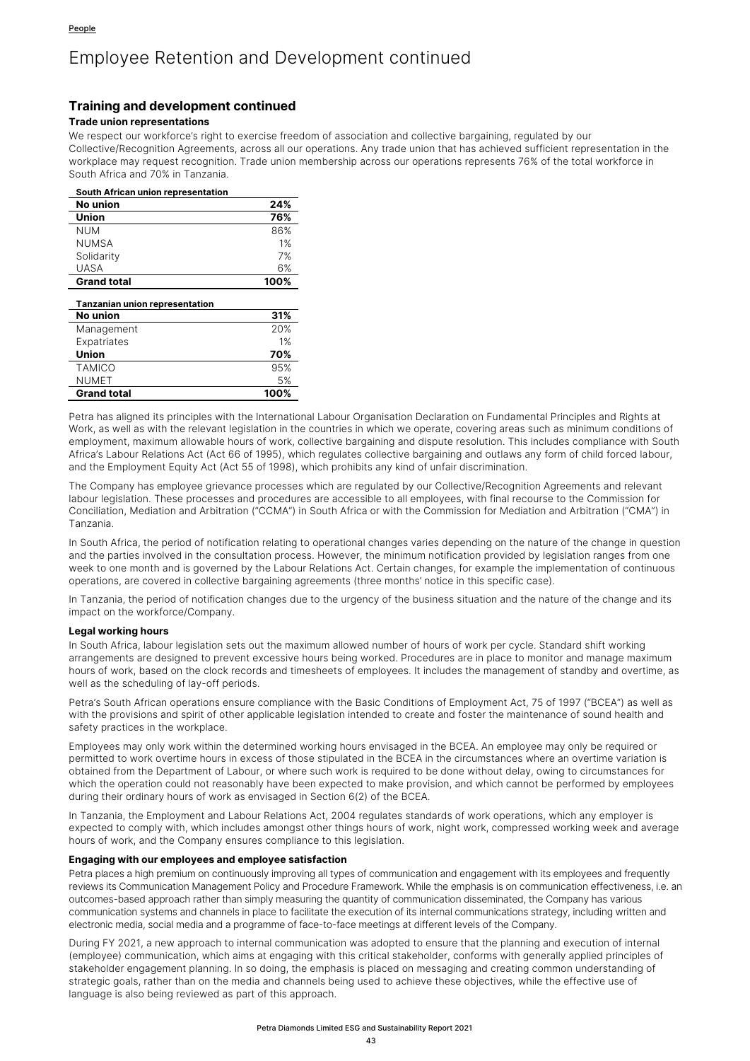People

# Employee Retention and Development continued

## Training and development continued

### Trade union representations

We respect our workforce's right to exercise freedom of association and collective bargaining, regulated by our Collective/Recognition Agreements, across all our operations. Any trade union that has achieved sufficient representation in the workplace may request recognition. Trade union membership across our operations represents 76% of the total workforce in South Africa and 70% in Tanzania.

| South African union representation | |
|---|---|
| **No union** | **24%** |
| **Union** | **76%** |
| NUM | 86% |
| NUMSA | 1% |
| Solidarity | 7% |
| UASA | 6% |
| **Grand total** | **100%** |

| Tanzanian union representation | |
|---|---|
| **No union** | **31%** |
| Management | 20% |
| Expatriates | 1% |
| **Union** | **70%** |
| TAMICO | 95% |
| NUMET | 5% |
| **Grand total** | **100%** |

Petra has aligned its principles with the International Labour Organisation Declaration on Fundamental Principles and Rights at Work, as well as with the relevant legislation in the countries in which we operate, covering areas such as minimum conditions of employment, maximum allowable hours of work, collective bargaining and dispute resolution. This includes compliance with South Africa's Labour Relations Act (Act 66 of 1995), which regulates collective bargaining and outlaws any form of child forced labour, and the Employment Equity Act (Act 55 of 1998), which prohibits any kind of unfair discrimination.

The Company has employee grievance processes which are regulated by our Collective/Recognition Agreements and relevant labour legislation. These processes and procedures are accessible to all employees, with final recourse to the Commission for Conciliation, Mediation and Arbitration ("CCMA") in South Africa or with the Commission for Mediation and Arbitration ("CMA") in Tanzania.

In South Africa, the period of notification relating to operational changes varies depending on the nature of the change in question and the parties involved in the consultation process. However, the minimum notification provided by legislation ranges from one week to one month and is governed by the Labour Relations Act. Certain changes, for example the implementation of continuous operations, are covered in collective bargaining agreements (three months' notice in this specific case).

In Tanzania, the period of notification changes due to the urgency of the business situation and the nature of the change and its impact on the workforce/Company.

### Legal working hours

In South Africa, labour legislation sets out the maximum allowed number of hours of work per cycle. Standard shift working arrangements are designed to prevent excessive hours being worked. Procedures are in place to monitor and manage maximum hours of work, based on the clock records and timesheets of employees. It includes the management of standby and overtime, as well as the scheduling of lay-off periods.

Petra's South African operations ensure compliance with the Basic Conditions of Employment Act, 75 of 1997 ("BCEA") as well as with the provisions and spirit of other applicable legislation intended to create and foster the maintenance of sound health and safety practices in the workplace.

Employees may only work within the determined working hours envisaged in the BCEA. An employee may only be required or permitted to work overtime hours in excess of those stipulated in the BCEA in the circumstances where an overtime variation is obtained from the Department of Labour, or where such work is required to be done without delay, owing to circumstances for which the operation could not reasonably have been expected to make provision, and which cannot be performed by employees during their ordinary hours of work as envisaged in Section 6(2) of the BCEA.

In Tanzania, the Employment and Labour Relations Act, 2004 regulates standards of work operations, which any employer is expected to comply with, which includes amongst other things hours of work, night work, compressed working week and average hours of work, and the Company ensures compliance to this legislation.

### Engaging with our employees and employee satisfaction

Petra places a high premium on continuously improving all types of communication and engagement with its employees and frequently reviews its Communication Management Policy and Procedure Framework. While the emphasis is on communication effectiveness, i.e. an outcomes-based approach rather than simply measuring the quantity of communication disseminated, the Company has various communication systems and channels in place to facilitate the execution of its internal communications strategy, including written and electronic media, social media and a programme of face-to-face meetings at different levels of the Company.

During FY 2021, a new approach to internal communication was adopted to ensure that the planning and execution of internal (employee) communication, which aims at engaging with this critical stakeholder, conforms with generally applied principles of stakeholder engagement planning. In so doing, the emphasis is placed on messaging and creating common understanding of strategic goals, rather than on the media and channels being used to achieve these objectives, while the effective use of language is also being reviewed as part of this approach.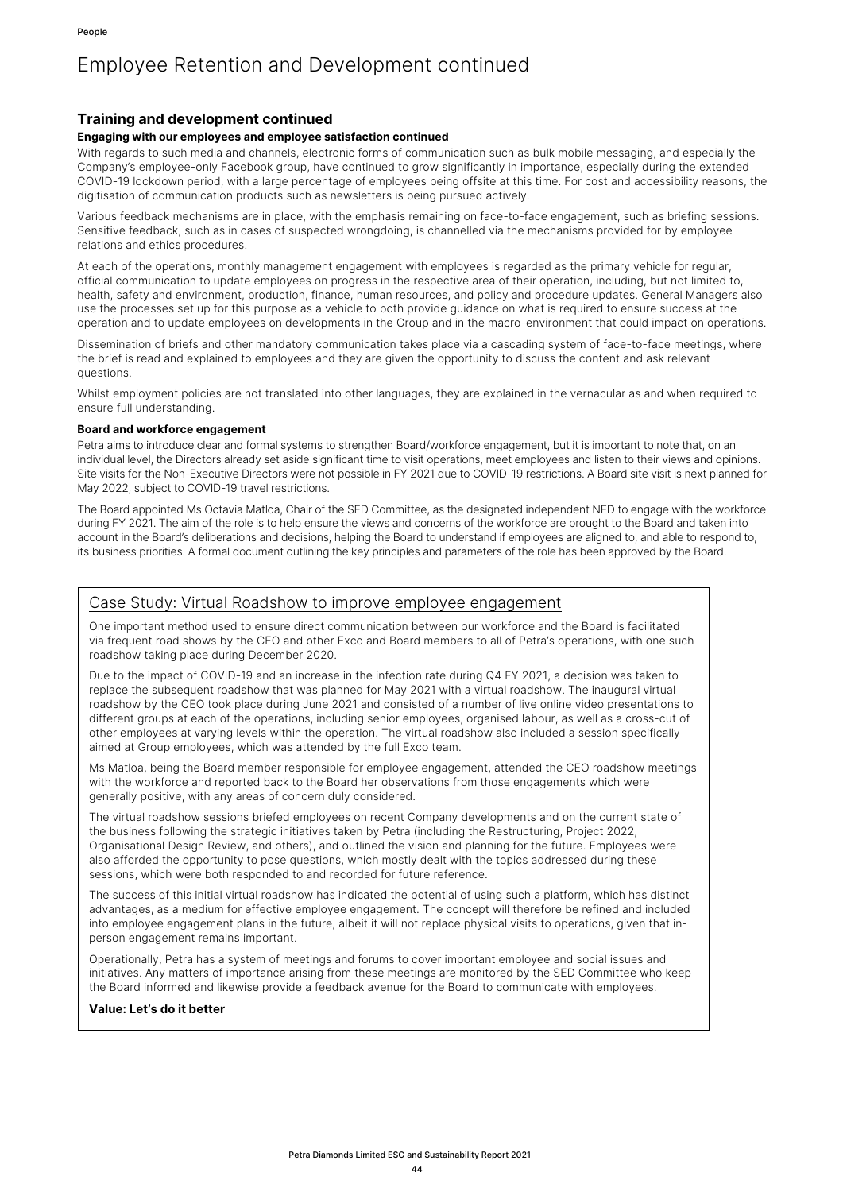# Employee Retention and Development continued

## Training and development continued

### Engaging with our employees and employee satisfaction continued

With regards to such media and channels, electronic forms of communication such as bulk mobile messaging, and especially the Company's employee-only Facebook group, have continued to grow significantly in importance, especially during the extended COVID-19 lockdown period, with a large percentage of employees being offsite at this time. For cost and accessibility reasons, the digitisation of communication products such as newsletters is being pursued actively.

Various feedback mechanisms are in place, with the emphasis remaining on face-to-face engagement, such as briefing sessions. Sensitive feedback, such as in cases of suspected wrongdoing, is channelled via the mechanisms provided for by employee relations and ethics procedures.

At each of the operations, monthly management engagement with employees is regarded as the primary vehicle for regular, official communication to update employees on progress in the respective area of their operation, including, but not limited to, health, safety and environment, production, finance, human resources, and policy and procedure updates. General Managers also use the processes set up for this purpose as a vehicle to both provide guidance on what is required to ensure success at the operation and to update employees on developments in the Group and in the macro-environment that could impact on operations.

Dissemination of briefs and other mandatory communication takes place via a cascading system of face-to-face meetings, where the brief is read and explained to employees and they are given the opportunity to discuss the content and ask relevant questions.

Whilst employment policies are not translated into other languages, they are explained in the vernacular as and when required to ensure full understanding.

### Board and workforce engagement

Petra aims to introduce clear and formal systems to strengthen Board/workforce engagement, but it is important to note that, on an individual level, the Directors already set aside significant time to visit operations, meet employees and listen to their views and opinions. Site visits for the Non-Executive Directors were not possible in FY 2021 due to COVID-19 restrictions. A Board site visit is next planned for May 2022, subject to COVID-19 travel restrictions.

The Board appointed Ms Octavia Matloa, Chair of the SED Committee, as the designated independent NED to engage with the workforce during FY 2021. The aim of the role is to help ensure the views and concerns of the workforce are brought to the Board and taken into account in the Board's deliberations and decisions, helping the Board to understand if employees are aligned to, and able to respond to, its business priorities. A formal document outlining the key principles and parameters of the role has been approved by the Board.

## Case Study: Virtual Roadshow to improve employee engagement

One important method used to ensure direct communication between our workforce and the Board is facilitated via frequent road shows by the CEO and other Exco and Board members to all of Petra's operations, with one such roadshow taking place during December 2020.

Due to the impact of COVID-19 and an increase in the infection rate during Q4 FY 2021, a decision was taken to replace the subsequent roadshow that was planned for May 2021 with a virtual roadshow. The inaugural virtual roadshow by the CEO took place during June 2021 and consisted of a number of live online video presentations to different groups at each of the operations, including senior employees, organised labour, as well as a cross-cut of other employees at varying levels within the operation. The virtual roadshow also included a session specifically aimed at Group employees, which was attended by the full Exco team.

Ms Matloa, being the Board member responsible for employee engagement, attended the CEO roadshow meetings with the workforce and reported back to the Board her observations from those engagements which were generally positive, with any areas of concern duly considered.

The virtual roadshow sessions briefed employees on recent Company developments and on the current state of the business following the strategic initiatives taken by Petra (including the Restructuring, Project 2022, Organisational Design Review, and others), and outlined the vision and planning for the future. Employees were also afforded the opportunity to pose questions, which mostly dealt with the topics addressed during these sessions, which were both responded to and recorded for future reference.

The success of this initial virtual roadshow has indicated the potential of using such a platform, which has distinct advantages, as a medium for effective employee engagement. The concept will therefore be refined and included into employee engagement plans in the future, albeit it will not replace physical visits to operations, given that in-person engagement remains important.

Operationally, Petra has a system of meetings and forums to cover important employee and social issues and initiatives. Any matters of importance arising from these meetings are monitored by the SED Committee who keep the Board informed and likewise provide a feedback avenue for the Board to communicate with employees.

**Value: Let's do it better**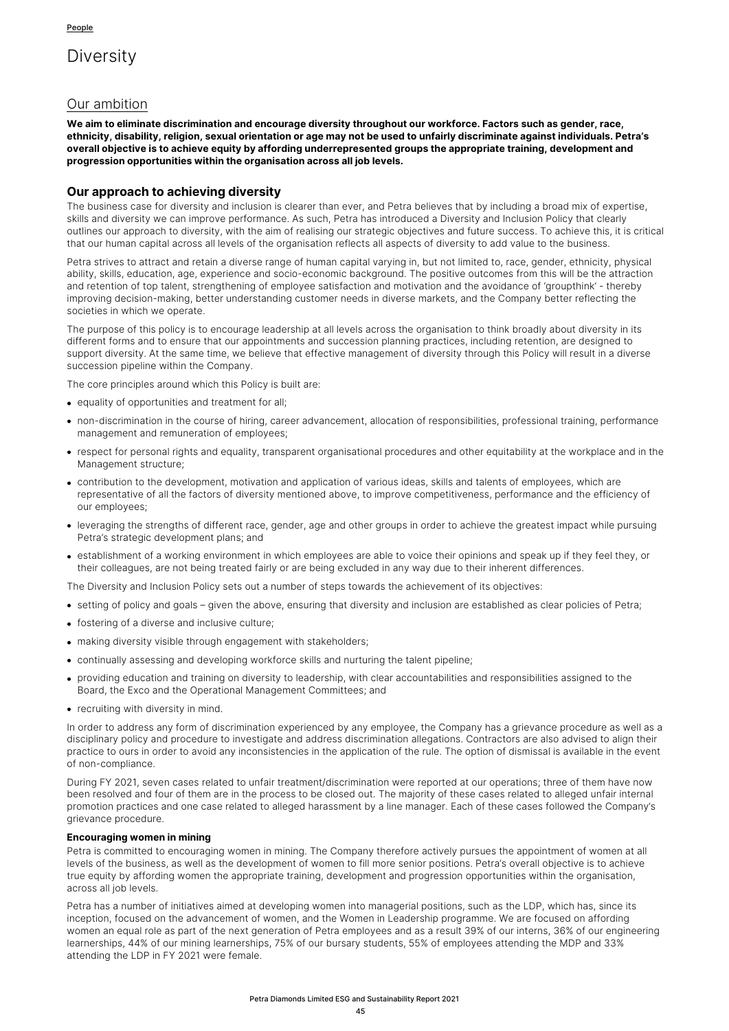People

# Diversity

## Our ambition

**We aim to eliminate discrimination and encourage diversity throughout our workforce. Factors such as gender, race, ethnicity, disability, religion, sexual orientation or age may not be used to unfairly discriminate against individuals. Petra's overall objective is to achieve equity by affording underrepresented groups the appropriate training, development and progression opportunities within the organisation across all job levels.**

### Our approach to achieving diversity

The business case for diversity and inclusion is clearer than ever, and Petra believes that by including a broad mix of expertise, skills and diversity we can improve performance. As such, Petra has introduced a Diversity and Inclusion Policy that clearly outlines our approach to diversity, with the aim of realising our strategic objectives and future success. To achieve this, it is critical that our human capital across all levels of the organisation reflects all aspects of diversity to add value to the business.

Petra strives to attract and retain a diverse range of human capital varying in, but not limited to, race, gender, ethnicity, physical ability, skills, education, age, experience and socio-economic background. The positive outcomes from this will be the attraction and retention of top talent, strengthening of employee satisfaction and motivation and the avoidance of 'groupthink' - thereby improving decision-making, better understanding customer needs in diverse markets, and the Company better reflecting the societies in which we operate.

The purpose of this policy is to encourage leadership at all levels across the organisation to think broadly about diversity in its different forms and to ensure that our appointments and succession planning practices, including retention, are designed to support diversity. At the same time, we believe that effective management of diversity through this Policy will result in a diverse succession pipeline within the Company.

The core principles around which this Policy is built are:

- equality of opportunities and treatment for all;
- non-discrimination in the course of hiring, career advancement, allocation of responsibilities, professional training, performance management and remuneration of employees;
- respect for personal rights and equality, transparent organisational procedures and other equitability at the workplace and in the Management structure;
- contribution to the development, motivation and application of various ideas, skills and talents of employees, which are representative of all the factors of diversity mentioned above, to improve competitiveness, performance and the efficiency of our employees;
- leveraging the strengths of different race, gender, age and other groups in order to achieve the greatest impact while pursuing Petra's strategic development plans; and
- establishment of a working environment in which employees are able to voice their opinions and speak up if they feel they, or their colleagues, are not being treated fairly or are being excluded in any way due to their inherent differences.

The Diversity and Inclusion Policy sets out a number of steps towards the achievement of its objectives:

- setting of policy and goals – given the above, ensuring that diversity and inclusion are established as clear policies of Petra;
- fostering of a diverse and inclusive culture;
- making diversity visible through engagement with stakeholders;
- continually assessing and developing workforce skills and nurturing the talent pipeline;
- providing education and training on diversity to leadership, with clear accountabilities and responsibilities assigned to the Board, the Exco and the Operational Management Committees; and
- recruiting with diversity in mind.

In order to address any form of discrimination experienced by any employee, the Company has a grievance procedure as well as a disciplinary policy and procedure to investigate and address discrimination allegations. Contractors are also advised to align their practice to ours in order to avoid any inconsistencies in the application of the rule. The option of dismissal is available in the event of non-compliance.

During FY 2021, seven cases related to unfair treatment/discrimination were reported at our operations; three of them have now been resolved and four of them are in the process to be closed out. The majority of these cases related to alleged unfair internal promotion practices and one case related to alleged harassment by a line manager. Each of these cases followed the Company's grievance procedure.

#### Encouraging women in mining

Petra is committed to encouraging women in mining. The Company therefore actively pursues the appointment of women at all levels of the business, as well as the development of women to fill more senior positions. Petra's overall objective is to achieve true equity by affording women the appropriate training, development and progression opportunities within the organisation, across all job levels.

Petra has a number of initiatives aimed at developing women into managerial positions, such as the LDP, which has, since its inception, focused on the advancement of women, and the Women in Leadership programme. We are focused on affording women an equal role as part of the next generation of Petra employees and as a result 39% of our interns, 36% of our engineering learnerships, 44% of our mining learnerships, 75% of our bursary students, 55% of employees attending the MDP and 33% attending the LDP in FY 2021 were female.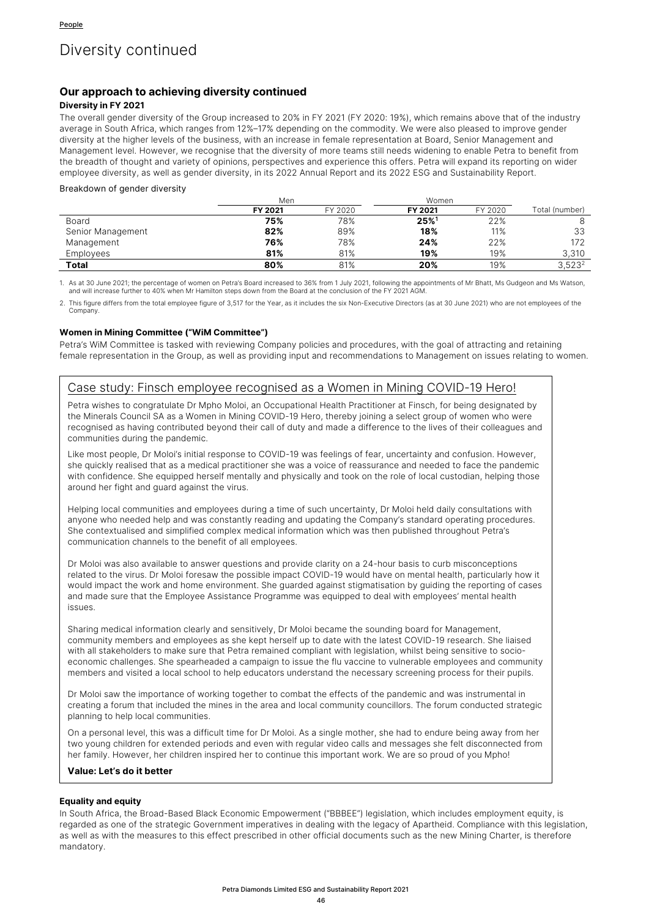# Diversity continued

## Our approach to achieving diversity continued

### Diversity in FY 2021

The overall gender diversity of the Group increased to 20% in FY 2021 (FY 2020: 19%), which remains above that of the industry average in South Africa, which ranges from 12%–17% depending on the commodity. We were also pleased to improve gender diversity at the higher levels of the business, with an increase in female representation at Board, Senior Management and Management level. However, we recognise that the diversity of more teams still needs widening to enable Petra to benefit from the breadth of thought and variety of opinions, perspectives and experience this offers. Petra will expand its reporting on wider employee diversity, as well as gender diversity, in its 2022 Annual Report and its 2022 ESG and Sustainability Report.

Breakdown of gender diversity

| | Men | | Women | | |
|---|---|---|---|---|---|
| | **FY 2021** | FY 2020 | **FY 2021** | FY 2020 | Total (number) |
| Board | **75%** | 78% | **25%**[1] | 22% | 8 |
| Senior Management | **82%** | 89% | **18%** | 11% | 33 |
| Management | **76%** | 78% | **24%** | 22% | 172 |
| Employees | **81%** | 81% | **19%** | 19% | 3,310 |
| **Total** | **80%** | 81% | **20%** | 19% | 3,523[2] |

1. As at 30 June 2021; the percentage of women on Petra's Board increased to 36% from 1 July 2021, following the appointments of Mr Bhatt, Ms Gudgeon and Ms Watson, and will increase further to 40% when Mr Hamilton steps down from the Board at the conclusion of the FY 2021 AGM.

2. This figure differs from the total employee figure of 3,517 for the Year, as it includes the six Non-Executive Directors (as at 30 June 2021) who are not employees of the Company.

### Women in Mining Committee ("WiM Committee")

Petra's WiM Committee is tasked with reviewing Company policies and procedures, with the goal of attracting and retaining female representation in the Group, as well as providing input and recommendations to Management on issues relating to women.

## Case study: Finsch employee recognised as a Women in Mining COVID-19 Hero!

Petra wishes to congratulate Dr Mpho Moloi, an Occupational Health Practitioner at Finsch, for being designated by the Minerals Council SA as a Women in Mining COVID-19 Hero, thereby joining a select group of women who were recognised as having contributed beyond their call of duty and made a difference to the lives of their colleagues and communities during the pandemic.

Like most people, Dr Moloi's initial response to COVID-19 was feelings of fear, uncertainty and confusion. However, she quickly realised that as a medical practitioner she was a voice of reassurance and needed to face the pandemic with confidence. She equipped herself mentally and physically and took on the role of local custodian, helping those around her fight and guard against the virus.

Helping local communities and employees during a time of such uncertainty, Dr Moloi held daily consultations with anyone who needed help and was constantly reading and updating the Company's standard operating procedures. She contextualised and simplified complex medical information which was then published throughout Petra's communication channels to the benefit of all employees.

Dr Moloi was also available to answer questions and provide clarity on a 24-hour basis to curb misconceptions related to the virus. Dr Moloi foresaw the possible impact COVID-19 would have on mental health, particularly how it would impact the work and home environment. She guarded against stigmatisation by guiding the reporting of cases and made sure that the Employee Assistance Programme was equipped to deal with employees' mental health issues.

Sharing medical information clearly and sensitively, Dr Moloi became the sounding board for Management, community members and employees as she kept herself up to date with the latest COVID-19 research. She liaised with all stakeholders to make sure that Petra remained compliant with legislation, whilst being sensitive to socio-economic challenges. She spearheaded a campaign to issue the flu vaccine to vulnerable employees and community members and visited a local school to help educators understand the necessary screening process for their pupils.

Dr Moloi saw the importance of working together to combat the effects of the pandemic and was instrumental in creating a forum that included the mines in the area and local community councillors. The forum conducted strategic planning to help local communities.

On a personal level, this was a difficult time for Dr Moloi. As a single mother, she had to endure being away from her two young children for extended periods and even with regular video calls and messages she felt disconnected from her family. However, her children inspired her to continue this important work. We are so proud of you Mpho!

**Value: Let's do it better**

### Equality and equity

In South Africa, the Broad-Based Black Economic Empowerment ("BBBEE") legislation, which includes employment equity, is regarded as one of the strategic Government imperatives in dealing with the legacy of Apartheid. Compliance with this legislation, as well as with the measures to this effect prescribed in other official documents such as the new Mining Charter, is therefore mandatory.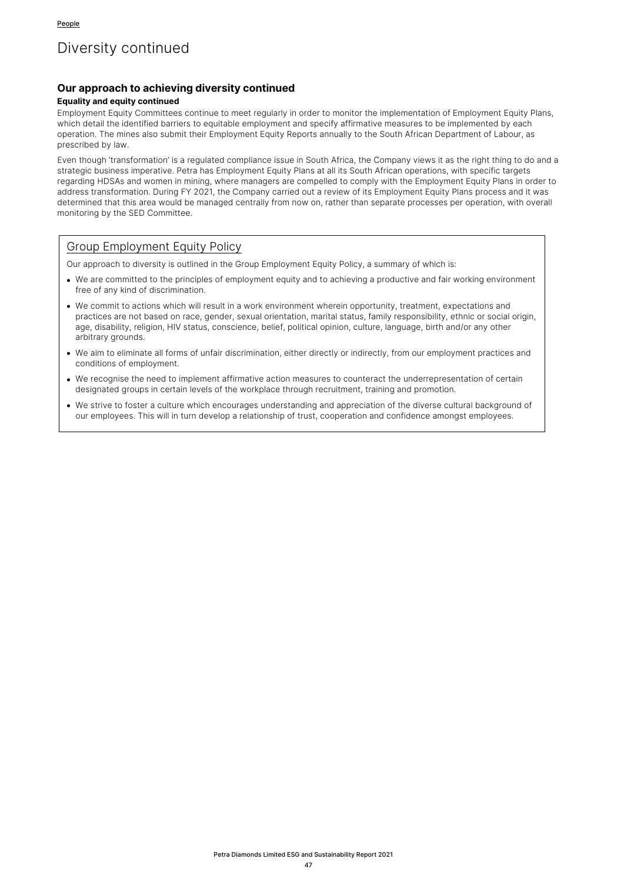# Diversity continued

## Our approach to achieving diversity continued

### Equality and equity continued

Employment Equity Committees continue to meet regularly in order to monitor the implementation of Employment Equity Plans, which detail the identified barriers to equitable employment and specify affirmative measures to be implemented by each operation. The mines also submit their Employment Equity Reports annually to the South African Department of Labour, as prescribed by law.

Even though 'transformation' is a regulated compliance issue in South Africa, the Company views it as the right thing to do and a strategic business imperative. Petra has Employment Equity Plans at all its South African operations, with specific targets regarding HDSAs and women in mining, where managers are compelled to comply with the Employment Equity Plans in order to address transformation. During FY 2021, the Company carried out a review of its Employment Equity Plans process and it was determined that this area would be managed centrally from now on, rather than separate processes per operation, with overall monitoring by the SED Committee.

### Group Employment Equity Policy

Our approach to diversity is outlined in the Group Employment Equity Policy, a summary of which is:

- We are committed to the principles of employment equity and to achieving a productive and fair working environment free of any kind of discrimination.
- We commit to actions which will result in a work environment wherein opportunity, treatment, expectations and practices are not based on race, gender, sexual orientation, marital status, family responsibility, ethnic or social origin, age, disability, religion, HIV status, conscience, belief, political opinion, culture, language, birth and/or any other arbitrary grounds.
- We aim to eliminate all forms of unfair discrimination, either directly or indirectly, from our employment practices and conditions of employment.
- We recognise the need to implement affirmative action measures to counteract the underrepresentation of certain designated groups in certain levels of the workplace through recruitment, training and promotion.
- We strive to foster a culture which encourages understanding and appreciation of the diverse cultural background of our employees. This will in turn develop a relationship of trust, cooperation and confidence amongst employees.